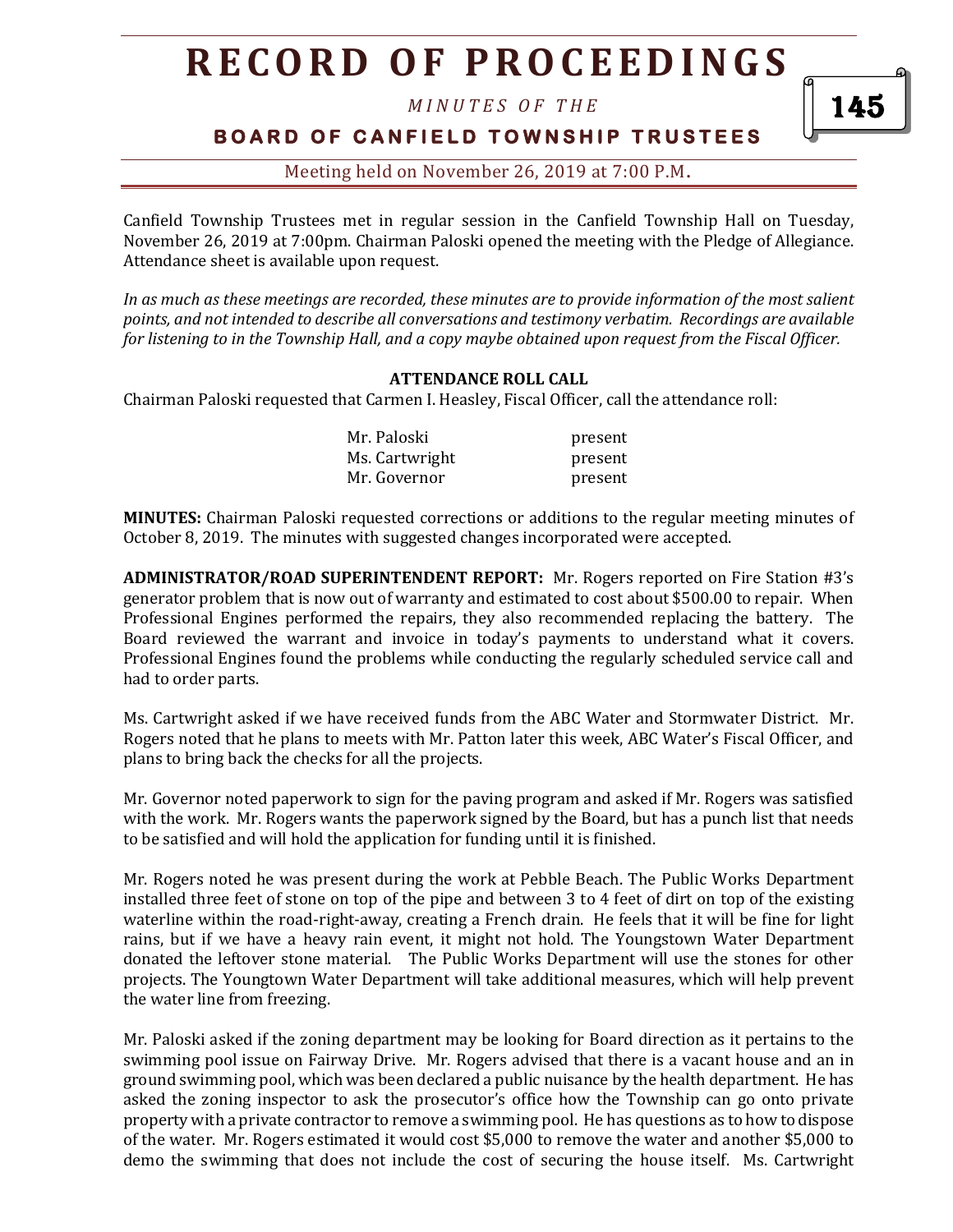# RECORD OF PROCEEDINGS

*MINUTES OF THE*

## BOARD OF CANFIELD TOWNSHIP TRUSTEES

Meeting held on November 26, 2019 at 7:00 P.M.

Canfield Township Trustees met in regular session in the Canfield Township Hall on Tuesday, November 26, 2019 at 7:00pm. Chairman Paloski opened the meeting with the Pledge of Allegiance. Attendance sheet is available upon request.

*In as much as these meetings are recorded, these minutes are to provide information of the most salient points, and not intended to describe all conversations and testimony verbatim. Recordings are available for listening to in the Township Hall, and a copy maybe obtained upon request from the Fiscal Officer.*

**ATTENDANCE ROLL CALL**

Chairman Paloski requested that Carmen I. Heasley, Fiscal Officer, call the attendance roll:

| | |
|---|---|
| Mr. Paloski | present |
| Ms. Cartwright | present |
| Mr. Governor | present |

**MINUTES:** Chairman Paloski requested corrections or additions to the regular meeting minutes of October 8, 2019. The minutes with suggested changes incorporated were accepted.

**ADMINISTRATOR/ROAD SUPERINTENDENT REPORT:** Mr. Rogers reported on Fire Station #3's generator problem that is now out of warranty and estimated to cost about $500.00 to repair. When Professional Engines performed the repairs, they also recommended replacing the battery. The Board reviewed the warrant and invoice in today's payments to understand what it covers. Professional Engines found the problems while conducting the regularly scheduled service call and had to order parts.

Ms. Cartwright asked if we have received funds from the ABC Water and Stormwater District. Mr. Rogers noted that he plans to meets with Mr. Patton later this week, ABC Water's Fiscal Officer, and plans to bring back the checks for all the projects.

Mr. Governor noted paperwork to sign for the paving program and asked if Mr. Rogers was satisfied with the work. Mr. Rogers wants the paperwork signed by the Board, but has a punch list that needs to be satisfied and will hold the application for funding until it is finished.

Mr. Rogers noted he was present during the work at Pebble Beach. The Public Works Department installed three feet of stone on top of the pipe and between 3 to 4 feet of dirt on top of the existing waterline within the road-right-away, creating a French drain. He feels that it will be fine for light rains, but if we have a heavy rain event, it might not hold. The Youngstown Water Department donated the leftover stone material. The Public Works Department will use the stones for other projects. The Youngtown Water Department will take additional measures, which will help prevent the water line from freezing.

Mr. Paloski asked if the zoning department may be looking for Board direction as it pertains to the swimming pool issue on Fairway Drive. Mr. Rogers advised that there is a vacant house and an in ground swimming pool, which was been declared a public nuisance by the health department. He has asked the zoning inspector to ask the prosecutor's office how the Township can go onto private property with a private contractor to remove a swimming pool. He has questions as to how to dispose of the water. Mr. Rogers estimated it would cost $5,000 to remove the water and another $5,000 to demo the swimming that does not include the cost of securing the house itself. Ms. Cartwright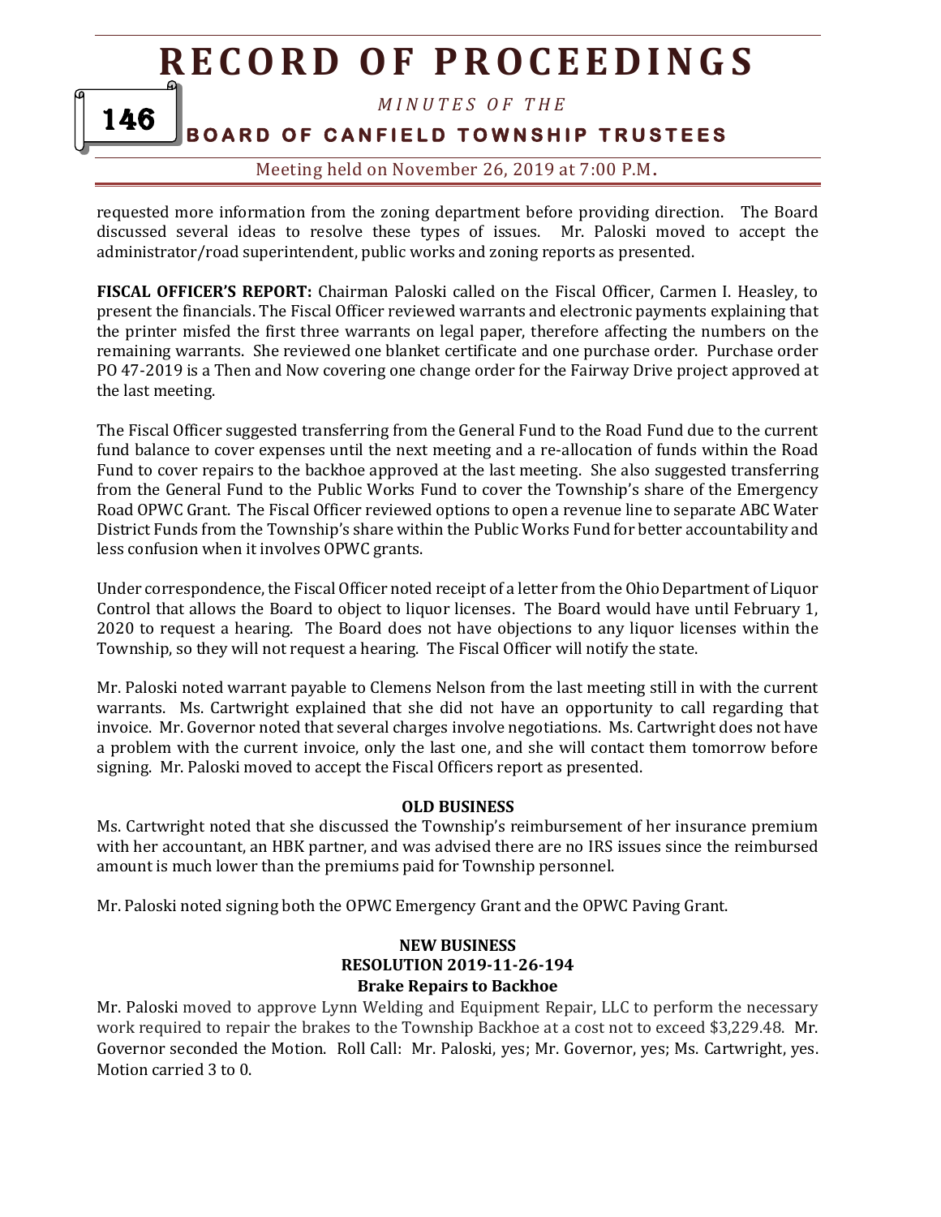requested more information from the zoning department before providing direction. The Board discussed several ideas to resolve these types of issues. Mr. Paloski moved to accept the administrator/road superintendent, public works and zoning reports as presented.

**FISCAL OFFICER'S REPORT:** Chairman Paloski called on the Fiscal Officer, Carmen I. Heasley, to present the financials. The Fiscal Officer reviewed warrants and electronic payments explaining that the printer misfed the first three warrants on legal paper, therefore affecting the numbers on the remaining warrants. She reviewed one blanket certificate and one purchase order. Purchase order PO 47-2019 is a Then and Now covering one change order for the Fairway Drive project approved at the last meeting.

The Fiscal Officer suggested transferring from the General Fund to the Road Fund due to the current fund balance to cover expenses until the next meeting and a re-allocation of funds within the Road Fund to cover repairs to the backhoe approved at the last meeting. She also suggested transferring from the General Fund to the Public Works Fund to cover the Township's share of the Emergency Road OPWC Grant. The Fiscal Officer reviewed options to open a revenue line to separate ABC Water District Funds from the Township's share within the Public Works Fund for better accountability and less confusion when it involves OPWC grants.

Under correspondence, the Fiscal Officer noted receipt of a letter from the Ohio Department of Liquor Control that allows the Board to object to liquor licenses. The Board would have until February 1, 2020 to request a hearing. The Board does not have objections to any liquor licenses within the Township, so they will not request a hearing. The Fiscal Officer will notify the state.

Mr. Paloski noted warrant payable to Clemens Nelson from the last meeting still in with the current warrants. Ms. Cartwright explained that she did not have an opportunity to call regarding that invoice. Mr. Governor noted that several charges involve negotiations. Ms. Cartwright does not have a problem with the current invoice, only the last one, and she will contact them tomorrow before signing. Mr. Paloski moved to accept the Fiscal Officers report as presented.

**OLD BUSINESS**

Ms. Cartwright noted that she discussed the Township's reimbursement of her insurance premium with her accountant, an HBK partner, and was advised there are no IRS issues since the reimbursed amount is much lower than the premiums paid for Township personnel.

Mr. Paloski noted signing both the OPWC Emergency Grant and the OPWC Paving Grant.

**NEW BUSINESS**
**RESOLUTION 2019-11-26-194**
**Brake Repairs to Backhoe**

Mr. Paloski moved to approve Lynn Welding and Equipment Repair, LLC to perform the necessary work required to repair the brakes to the Township Backhoe at a cost not to exceed $3,229.48. Mr. Governor seconded the Motion. Roll Call: Mr. Paloski, yes; Mr. Governor, yes; Ms. Cartwright, yes. Motion carried 3 to 0.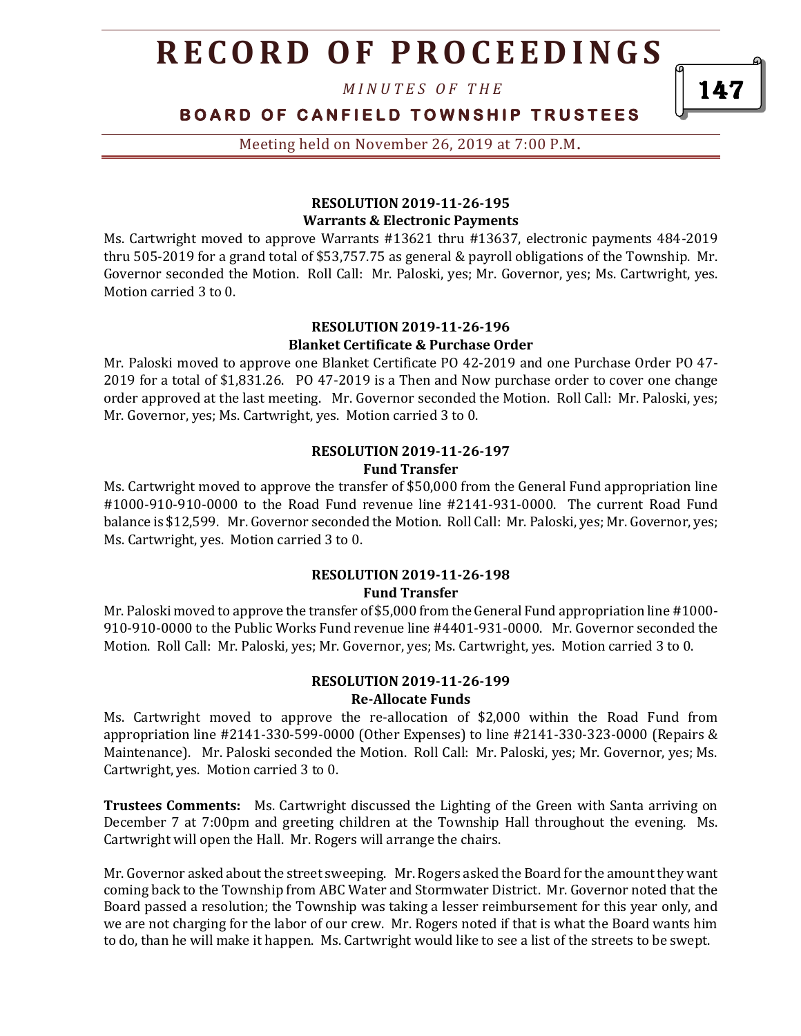**RESOLUTION 2019-11-26-195**
**Warrants & Electronic Payments**

Ms. Cartwright moved to approve Warrants #13621 thru #13637, electronic payments 484-2019 thru 505-2019 for a grand total of $53,757.75 as general & payroll obligations of the Township. Mr. Governor seconded the Motion. Roll Call: Mr. Paloski, yes; Mr. Governor, yes; Ms. Cartwright, yes. Motion carried 3 to 0.

**RESOLUTION 2019-11-26-196**
**Blanket Certificate & Purchase Order**

Mr. Paloski moved to approve one Blanket Certificate PO 42-2019 and one Purchase Order PO 47-2019 for a total of $1,831.26. PO 47-2019 is a Then and Now purchase order to cover one change order approved at the last meeting. Mr. Governor seconded the Motion. Roll Call: Mr. Paloski, yes; Mr. Governor, yes; Ms. Cartwright, yes. Motion carried 3 to 0.

**RESOLUTION 2019-11-26-197**
**Fund Transfer**

Ms. Cartwright moved to approve the transfer of $50,000 from the General Fund appropriation line #1000-910-910-0000 to the Road Fund revenue line #2141-931-0000. The current Road Fund balance is $12,599. Mr. Governor seconded the Motion. Roll Call: Mr. Paloski, yes; Mr. Governor, yes; Ms. Cartwright, yes. Motion carried 3 to 0.

**RESOLUTION 2019-11-26-198**
**Fund Transfer**

Mr. Paloski moved to approve the transfer of $5,000 from the General Fund appropriation line #1000-910-910-0000 to the Public Works Fund revenue line #4401-931-0000. Mr. Governor seconded the Motion. Roll Call: Mr. Paloski, yes; Mr. Governor, yes; Ms. Cartwright, yes. Motion carried 3 to 0.

**RESOLUTION 2019-11-26-199**
**Re-Allocate Funds**

Ms. Cartwright moved to approve the re-allocation of $2,000 within the Road Fund from appropriation line #2141-330-599-0000 (Other Expenses) to line #2141-330-323-0000 (Repairs & Maintenance). Mr. Paloski seconded the Motion. Roll Call: Mr. Paloski, yes; Mr. Governor, yes; Ms. Cartwright, yes. Motion carried 3 to 0.

**Trustees Comments:** Ms. Cartwright discussed the Lighting of the Green with Santa arriving on December 7 at 7:00pm and greeting children at the Township Hall throughout the evening. Ms. Cartwright will open the Hall. Mr. Rogers will arrange the chairs.

Mr. Governor asked about the street sweeping. Mr. Rogers asked the Board for the amount they want coming back to the Township from ABC Water and Stormwater District. Mr. Governor noted that the Board passed a resolution; the Township was taking a lesser reimbursement for this year only, and we are not charging for the labor of our crew. Mr. Rogers noted if that is what the Board wants him to do, than he will make it happen. Ms. Cartwright would like to see a list of the streets to be swept.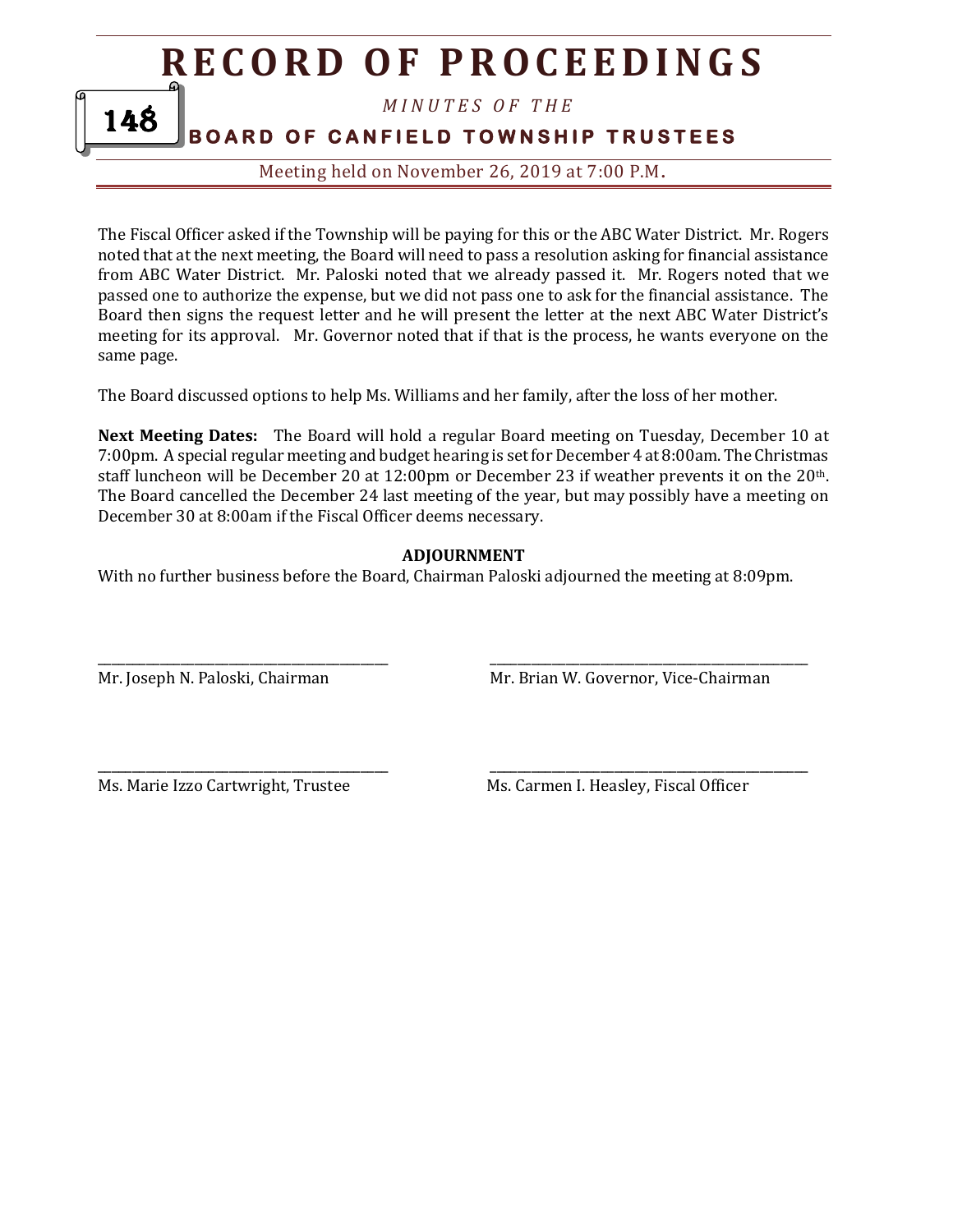The Fiscal Officer asked if the Township will be paying for this or the ABC Water District. Mr. Rogers noted that at the next meeting, the Board will need to pass a resolution asking for financial assistance from ABC Water District. Mr. Paloski noted that we already passed it. Mr. Rogers noted that we passed one to authorize the expense, but we did not pass one to ask for the financial assistance. The Board then signs the request letter and he will present the letter at the next ABC Water District's meeting for its approval. Mr. Governor noted that if that is the process, he wants everyone on the same page.

The Board discussed options to help Ms. Williams and her family, after the loss of her mother.

**Next Meeting Dates:** The Board will hold a regular Board meeting on Tuesday, December 10 at 7:00pm. A special regular meeting and budget hearing is set for December 4 at 8:00am. The Christmas staff luncheon will be December 20 at 12:00pm or December 23 if weather prevents it on the 20th. The Board cancelled the December 24 last meeting of the year, but may possibly have a meeting on December 30 at 8:00am if the Fiscal Officer deems necessary.

**ADJOURNMENT**

With no further business before the Board, Chairman Paloski adjourned the meeting at 8:09pm.

\_\_\_\_\_\_\_\_\_\_\_\_\_\_\_\_\_\_\_\_\_\_\_\_\_\_\_\_\_\_\_\_\_\_\_\_\_\_\_\_
Mr. Joseph N. Paloski, Chairman

\_\_\_\_\_\_\_\_\_\_\_\_\_\_\_\_\_\_\_\_\_\_\_\_\_\_\_\_\_\_\_\_\_\_\_\_\_\_\_\_
Mr. Brian W. Governor, Vice-Chairman

\_\_\_\_\_\_\_\_\_\_\_\_\_\_\_\_\_\_\_\_\_\_\_\_\_\_\_\_\_\_\_\_\_\_\_\_\_\_\_\_
Ms. Marie Izzo Cartwright, Trustee

\_\_\_\_\_\_\_\_\_\_\_\_\_\_\_\_\_\_\_\_\_\_\_\_\_\_\_\_\_\_\_\_\_\_\_\_\_\_\_\_
Ms. Carmen I. Heasley, Fiscal Officer